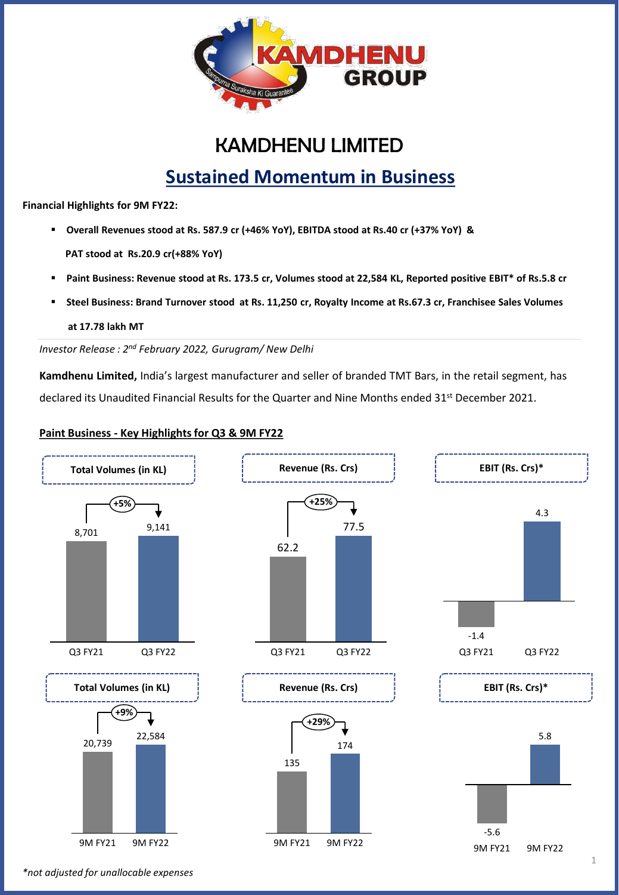# KAMDHENU LIMITED

## Sustained Momentum in Business

**Financial Highlights for 9M FY22:**

- **Overall Revenues stood at Rs. 587.9 cr (+46% YoY), EBITDA stood at Rs.40 cr (+37% YoY) & PAT stood at Rs.20.9 cr(+88% YoY)**
- **Paint Business: Revenue stood at Rs. 173.5 cr, Volumes stood at 22,584 KL, Reported positive EBIT* of Rs.5.8 cr**
- **Steel Business: Brand Turnover stood at Rs. 11,250 cr, Royalty Income at Rs.67.3 cr, Franchisee Sales Volumes at 17.78 lakh MT**

*Investor Release : 2nd February 2022, Gurugram/ New Delhi*

**Kamdhenu Limited,** India's largest manufacturer and seller of branded TMT Bars, in the retail segment, has declared its Unaudited Financial Results for the Quarter and Nine Months ended 31st December 2021.

**Paint Business - Key Highlights for Q3 & 9M FY22**

| | Total Volumes (in KL) | Revenue (Rs. Crs) | EBIT (Rs. Crs)* |
|---|---|---|---|
| Q3 FY21 | 8,701 | 62.2 | -1.4 |
| Q3 FY22 | 9,141 | 77.5 | 4.3 |
| Growth | +5% | +25% | |

| | Total Volumes (in KL) | Revenue (Rs. Crs) | EBIT (Rs. Crs)* |
|---|---|---|---|
| 9M FY21 | 20,739 | 135 | -5.6 |
| 9M FY22 | 22,584 | 174 | 5.8 |
| Growth | +9% | +29% | |

*\*not adjusted for unallocable expenses*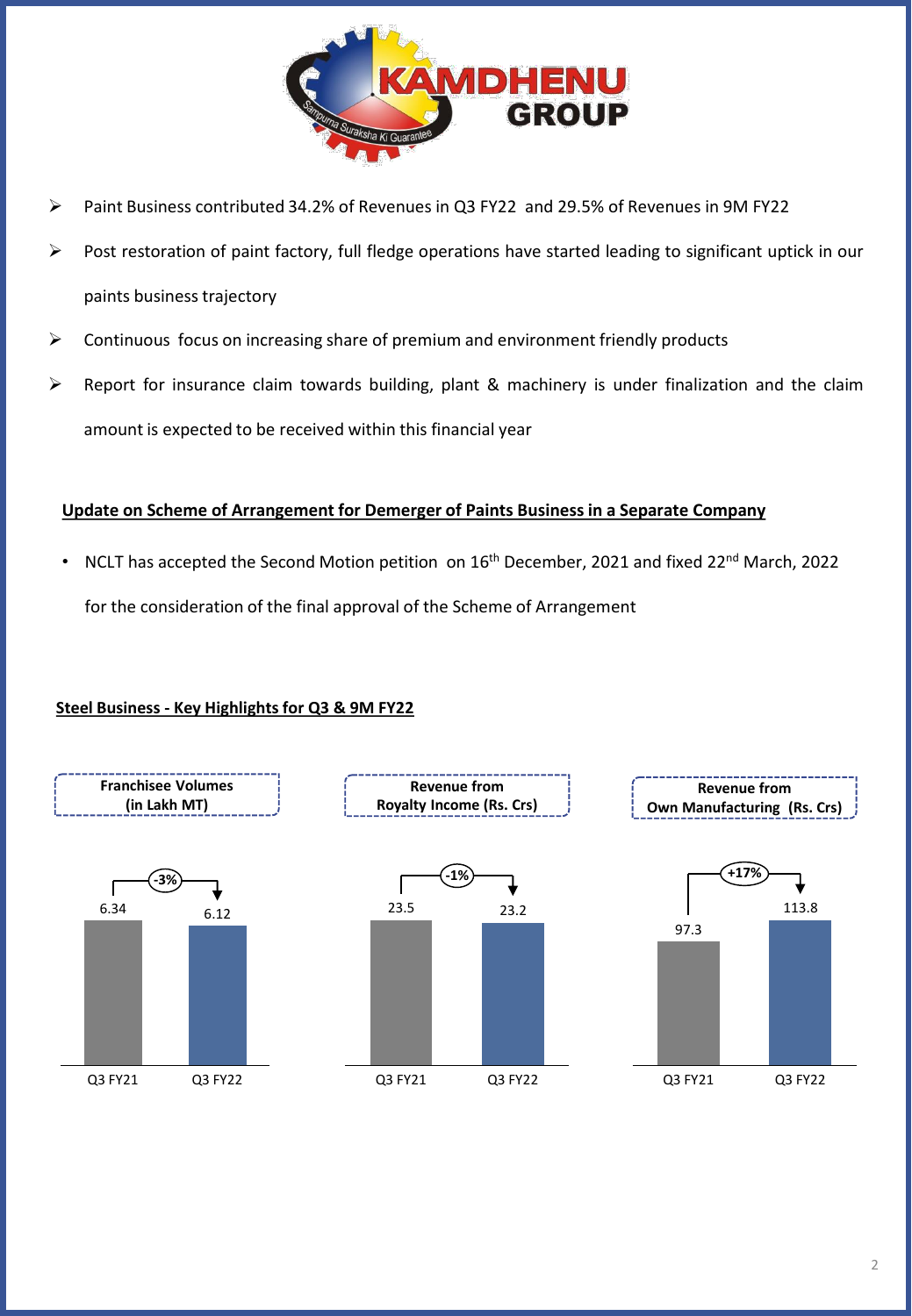- Paint Business contributed 34.2% of Revenues in Q3 FY22 and 29.5% of Revenues in 9M FY22
- Post restoration of paint factory, full fledge operations have started leading to significant uptick in our paints business trajectory
- Continuous focus on increasing share of premium and environment friendly products
- Report for insurance claim towards building, plant & machinery is under finalization and the claim amount is expected to be received within this financial year

## Update on Scheme of Arrangement for Demerger of Paints Business in a Separate Company

- NCLT has accepted the Second Motion petition on 16th December, 2021 and fixed 22nd March, 2022 for the consideration of the final approval of the Scheme of Arrangement

## Steel Business - Key Highlights for Q3 & 9M FY22

**Franchisee Volumes (in Lakh MT)**

| | Q3 FY21 | Q3 FY22 |
|---|---|---|
| Franchisee Volumes (in Lakh MT) | 6.34 | 6.12 |
| Change | | -3% |

**Revenue from Royalty Income (Rs. Crs)**

| | Q3 FY21 | Q3 FY22 |
|---|---|---|
| Revenue from Royalty Income (Rs. Crs) | 23.5 | 23.2 |
| Change | | -1% |

**Revenue from Own Manufacturing (Rs. Crs)**

| | Q3 FY21 | Q3 FY22 |
|---|---|---|
| Revenue from Own Manufacturing (Rs. Crs) | 97.3 | 113.8 |
| Change | | +17% |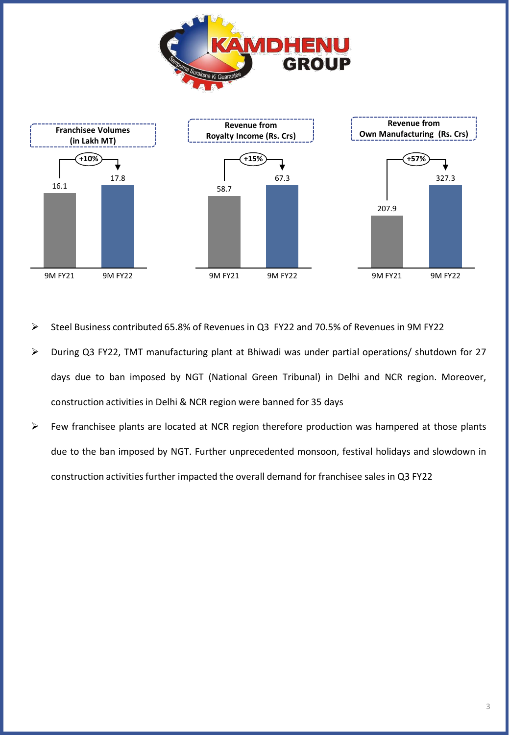**Franchisee Volumes (in Lakh MT)**

| | 9M FY21 | 9M FY22 |
|---|---|---|
| Franchisee Volumes (in Lakh MT) | 16.1 | 17.8 |

+10%

**Revenue from Royalty Income (Rs. Crs)**

| | 9M FY21 | 9M FY22 |
|---|---|---|
| Revenue from Royalty Income (Rs. Crs) | 58.7 | 67.3 |

+15%

**Revenue from Own Manufacturing (Rs. Crs)**

| | 9M FY21 | 9M FY22 |
|---|---|---|
| Revenue from Own Manufacturing (Rs. Crs) | 207.9 | 327.3 |

+57%

- Steel Business contributed 65.8% of Revenues in Q3 FY22 and 70.5% of Revenues in 9M FY22
- During Q3 FY22, TMT manufacturing plant at Bhiwadi was under partial operations/ shutdown for 27 days due to ban imposed by NGT (National Green Tribunal) in Delhi and NCR region. Moreover, construction activities in Delhi & NCR region were banned for 35 days
- Few franchisee plants are located at NCR region therefore production was hampered at those plants due to the ban imposed by NGT. Further unprecedented monsoon, festival holidays and slowdown in construction activities further impacted the overall demand for franchisee sales in Q3 FY22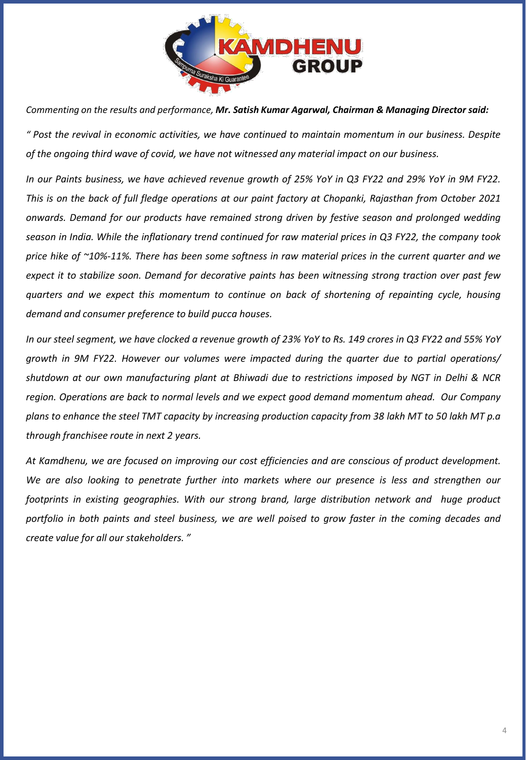*Commenting on the results and performance, **Mr. Satish Kumar Agarwal, Chairman & Managing Director said:***

*" Post the revival in economic activities, we have continued to maintain momentum in our business. Despite of the ongoing third wave of covid, we have not witnessed any material impact on our business.*

*In our Paints business, we have achieved revenue growth of 25% YoY in Q3 FY22 and 29% YoY in 9M FY22. This is on the back of full fledge operations at our paint factory at Chopanki, Rajasthan from October 2021 onwards. Demand for our products have remained strong driven by festive season and prolonged wedding season in India. While the inflationary trend continued for raw material prices in Q3 FY22, the company took price hike of ~10%-11%. There has been some softness in raw material prices in the current quarter and we expect it to stabilize soon. Demand for decorative paints has been witnessing strong traction over past few quarters and we expect this momentum to continue on back of shortening of repainting cycle, housing demand and consumer preference to build pucca houses.*

*In our steel segment, we have clocked a revenue growth of 23% YoY to Rs. 149 crores in Q3 FY22 and 55% YoY growth in 9M FY22. However our volumes were impacted during the quarter due to partial operations/ shutdown at our own manufacturing plant at Bhiwadi due to restrictions imposed by NGT in Delhi & NCR region. Operations are back to normal levels and we expect good demand momentum ahead. Our Company plans to enhance the steel TMT capacity by increasing production capacity from 38 lakh MT to 50 lakh MT p.a through franchisee route in next 2 years.*

*At Kamdhenu, we are focused on improving our cost efficiencies and are conscious of product development. We are also looking to penetrate further into markets where our presence is less and strengthen our footprints in existing geographies. With our strong brand, large distribution network and huge product portfolio in both paints and steel business, we are well poised to grow faster in the coming decades and create value for all our stakeholders. "*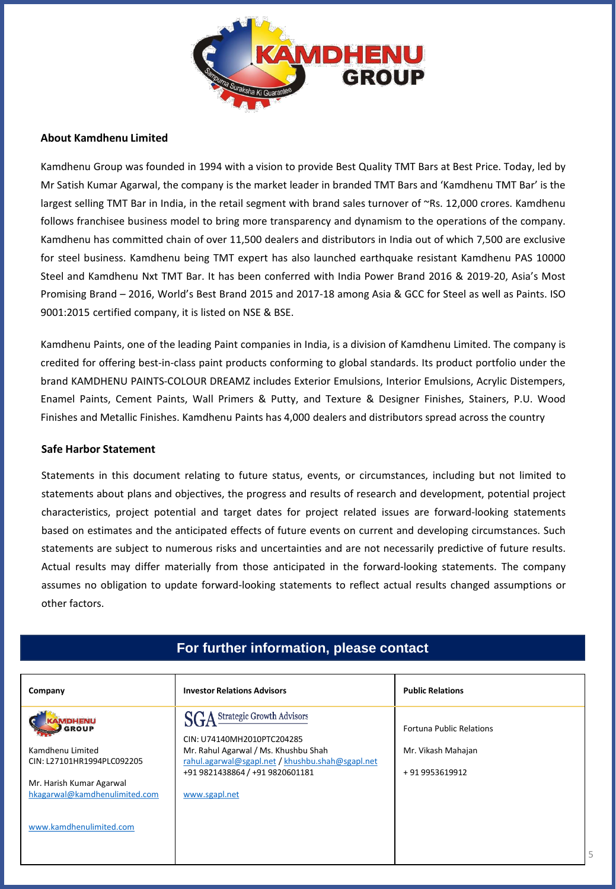## About Kamdhenu Limited

Kamdhenu Group was founded in 1994 with a vision to provide Best Quality TMT Bars at Best Price. Today, led by Mr Satish Kumar Agarwal, the company is the market leader in branded TMT Bars and 'Kamdhenu TMT Bar' is the largest selling TMT Bar in India, in the retail segment with brand sales turnover of ~Rs. 12,000 crores. Kamdhenu follows franchisee business model to bring more transparency and dynamism to the operations of the company. Kamdhenu has committed chain of over 11,500 dealers and distributors in India out of which 7,500 are exclusive for steel business. Kamdhenu being TMT expert has also launched earthquake resistant Kamdhenu PAS 10000 Steel and Kamdhenu Nxt TMT Bar. It has been conferred with India Power Brand 2016 & 2019-20, Asia's Most Promising Brand – 2016, World's Best Brand 2015 and 2017-18 among Asia & GCC for Steel as well as Paints. ISO 9001:2015 certified company, it is listed on NSE & BSE.

Kamdhenu Paints, one of the leading Paint companies in India, is a division of Kamdhenu Limited. The company is credited for offering best-in-class paint products conforming to global standards. Its product portfolio under the brand KAMDHENU PAINTS-COLOUR DREAMZ includes Exterior Emulsions, Interior Emulsions, Acrylic Distempers, Enamel Paints, Cement Paints, Wall Primers & Putty, and Texture & Designer Finishes, Stainers, P.U. Wood Finishes and Metallic Finishes. Kamdhenu Paints has 4,000 dealers and distributors spread across the country

## Safe Harbor Statement

Statements in this document relating to future status, events, or circumstances, including but not limited to statements about plans and objectives, the progress and results of research and development, potential project characteristics, project potential and target dates for project related issues are forward-looking statements based on estimates and the anticipated effects of future events on current and developing circumstances. Such statements are subject to numerous risks and uncertainties and are not necessarily predictive of future results. Actual results may differ materially from those anticipated in the forward-looking statements. The company assumes no obligation to update forward-looking statements to reflect actual results changed assumptions or other factors.

## For further information, please contact

| Company | Investor Relations Advisors | Public Relations |
|---|---|---|
| Kamdhenu Limited<br>CIN: L27101HR1994PLC092205<br><br>Mr. Harish Kumar Agarwal<br>hkagarwal@kamdhenulimited.com<br><br>www.kamdhenulimited.com | SGA Strategic Growth Advisors<br>CIN: U74140MH2010PTC204285<br>Mr. Rahul Agarwal / Ms. Khushbu Shah<br>rahul.agarwal@sgapl.net / khushbu.shah@sgapl.net<br>+91 9821438864 / +91 9820601181<br><br>www.sgapl.net | Fortuna Public Relations<br><br>Mr. Vikash Mahajan<br><br>+ 91 9953619912 |